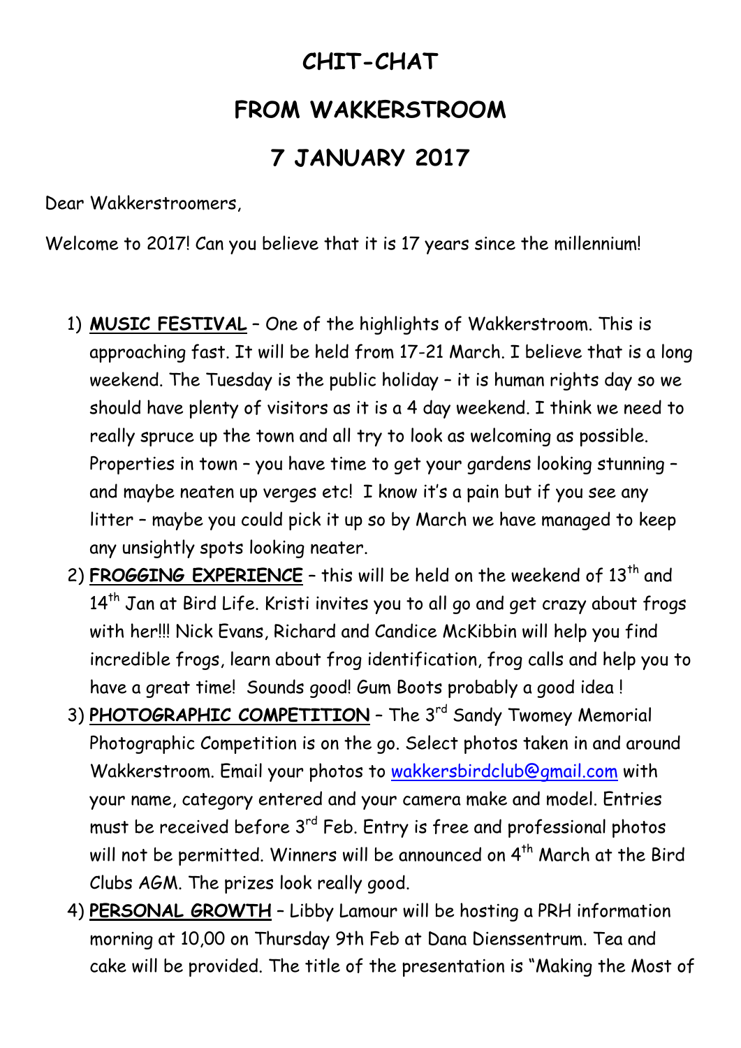# CHIT-CHAT

# FROM WAKKERSTROOM

# 7 JANUARY 2017

Dear Wakkerstroomers,

Welcome to 2017! Can you believe that it is 17 years since the millennium!

1) **MUSIC FESTIVAL** – One of the highlights of Wakkerstroom. This is approaching fast. It will be held from 17-21 March. I believe that is a long weekend. The Tuesday is the public holiday – it is human rights day so we should have plenty of visitors as it is a 4 day weekend. I think we need to really spruce up the town and all try to look as welcoming as possible. Properties in town – you have time to get your gardens looking stunning – and maybe neaten up verges etc! I know it's a pain but if you see any litter – maybe you could pick it up so by March we have managed to keep any unsightly spots looking neater.
2) **FROGGING EXPERIENCE** – this will be held on the weekend of 13th and 14th Jan at Bird Life. Kristi invites you to all go and get crazy about frogs with her!!! Nick Evans, Richard and Candice McKibbin will help you find incredible frogs, learn about frog identification, frog calls and help you to have a great time! Sounds good! Gum Boots probably a good idea !
3) **PHOTOGRAPHIC COMPETITION** – The 3rd Sandy Twomey Memorial Photographic Competition is on the go. Select photos taken in and around Wakkerstroom. Email your photos to wakkersbirdclub@gmail.com with your name, category entered and your camera make and model. Entries must be received before 3rd Feb. Entry is free and professional photos will not be permitted. Winners will be announced on 4th March at the Bird Clubs AGM. The prizes look really good.
4) **PERSONAL GROWTH** – Libby Lamour will be hosting a PRH information morning at 10,00 on Thursday 9th Feb at Dana Dienssentrum. Tea and cake will be provided. The title of the presentation is "Making the Most of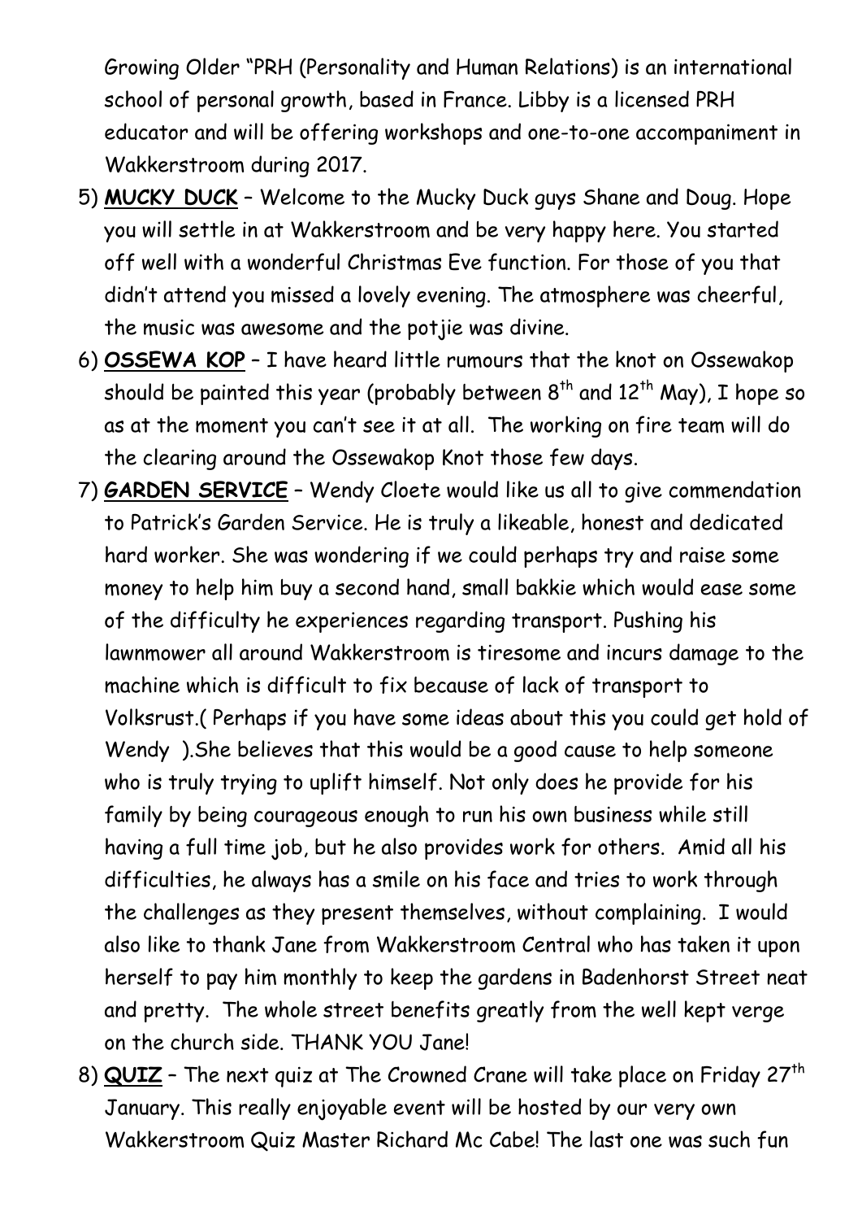Growing Older "PRH (Personality and Human Relations) is an international school of personal growth, based in France. Libby is a licensed PRH educator and will be offering workshops and one-to-one accompaniment in Wakkerstroom during 2017.

5) **MUCKY DUCK** – Welcome to the Mucky Duck guys Shane and Doug. Hope you will settle in at Wakkerstroom and be very happy here. You started off well with a wonderful Christmas Eve function. For those of you that didn't attend you missed a lovely evening. The atmosphere was cheerful, the music was awesome and the potjie was divine.
6) **OSSEWA KOP** – I have heard little rumours that the knot on Ossewakop should be painted this year (probably between 8th and 12th May), I hope so as at the moment you can't see it at all. The working on fire team will do the clearing around the Ossewakop Knot those few days.
7) **GARDEN SERVICE** – Wendy Cloete would like us all to give commendation to Patrick's Garden Service. He is truly a likeable, honest and dedicated hard worker. She was wondering if we could perhaps try and raise some money to help him buy a second hand, small bakkie which would ease some of the difficulty he experiences regarding transport. Pushing his lawnmower all around Wakkerstroom is tiresome and incurs damage to the machine which is difficult to fix because of lack of transport to Volksrust.( Perhaps if you have some ideas about this you could get hold of Wendy ).She believes that this would be a good cause to help someone who is truly trying to uplift himself. Not only does he provide for his family by being courageous enough to run his own business while still having a full time job, but he also provides work for others. Amid all his difficulties, he always has a smile on his face and tries to work through the challenges as they present themselves, without complaining. I would also like to thank Jane from Wakkerstroom Central who has taken it upon herself to pay him monthly to keep the gardens in Badenhorst Street neat and pretty. The whole street benefits greatly from the well kept verge on the church side. THANK YOU Jane!
8) **QUIZ** – The next quiz at The Crowned Crane will take place on Friday 27th January. This really enjoyable event will be hosted by our very own Wakkerstroom Quiz Master Richard Mc Cabe! The last one was such fun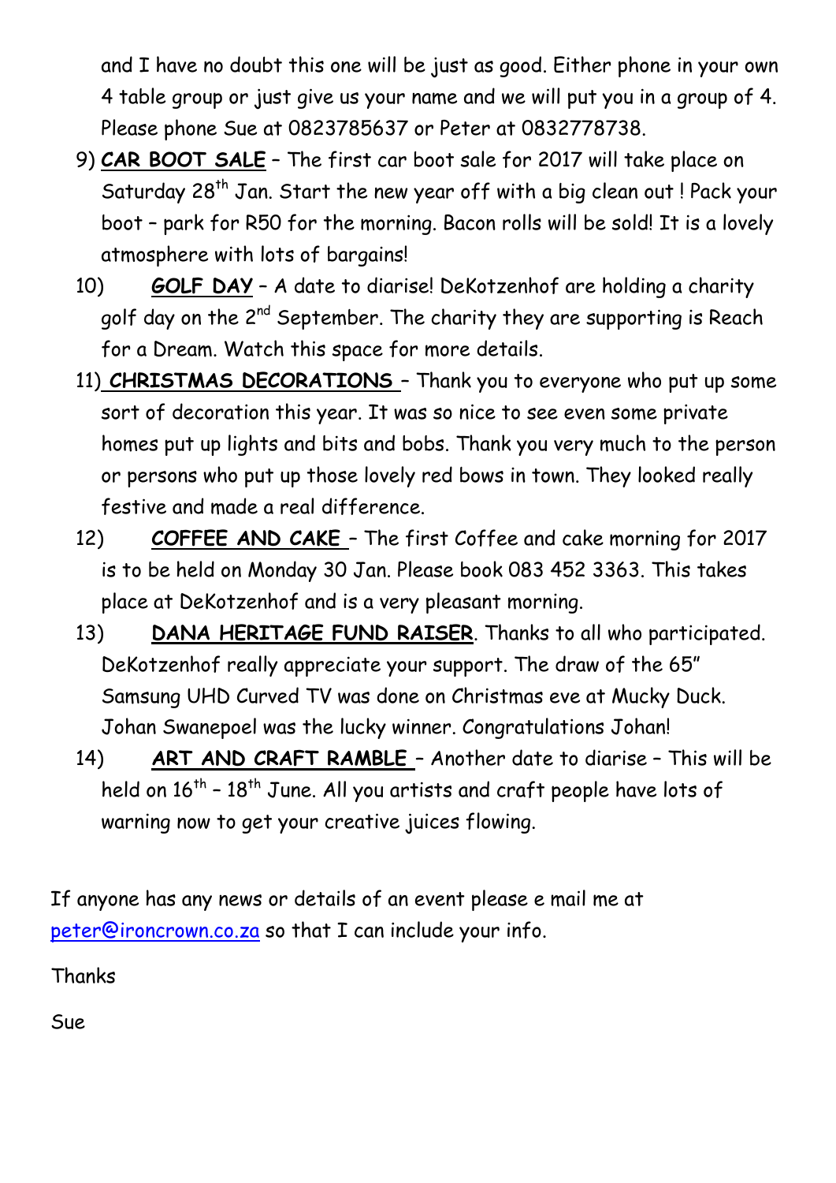and I have no doubt this one will be just as good. Either phone in your own 4 table group or just give us your name and we will put you in a group of 4. Please phone Sue at 0823785637 or Peter at 0832778738.

9) **CAR BOOT SALE** – The first car boot sale for 2017 will take place on Saturday 28th Jan. Start the new year off with a big clean out ! Pack your boot – park for R50 for the morning. Bacon rolls will be sold! It is a lovely atmosphere with lots of bargains!

10) **GOLF DAY** – A date to diarise! DeKotzenhof are holding a charity golf day on the 2nd September. The charity they are supporting is Reach for a Dream. Watch this space for more details.

11) **CHRISTMAS DECORATIONS** – Thank you to everyone who put up some sort of decoration this year. It was so nice to see even some private homes put up lights and bits and bobs. Thank you very much to the person or persons who put up those lovely red bows in town. They looked really festive and made a real difference.

12) **COFFEE AND CAKE** – The first Coffee and cake morning for 2017 is to be held on Monday 30 Jan. Please book 083 452 3363. This takes place at DeKotzenhof and is a very pleasant morning.

13) **DANA HERITAGE FUND RAISER**. Thanks to all who participated. DeKotzenhof really appreciate your support. The draw of the 65" Samsung UHD Curved TV was done on Christmas eve at Mucky Duck. Johan Swanepoel was the lucky winner. Congratulations Johan!

14) **ART AND CRAFT RAMBLE** – Another date to diarise – This will be held on 16th – 18th June. All you artists and craft people have lots of warning now to get your creative juices flowing.

If anyone has any news or details of an event please e mail me at peter@ironcrown.co.za so that I can include your info.

Thanks

Sue